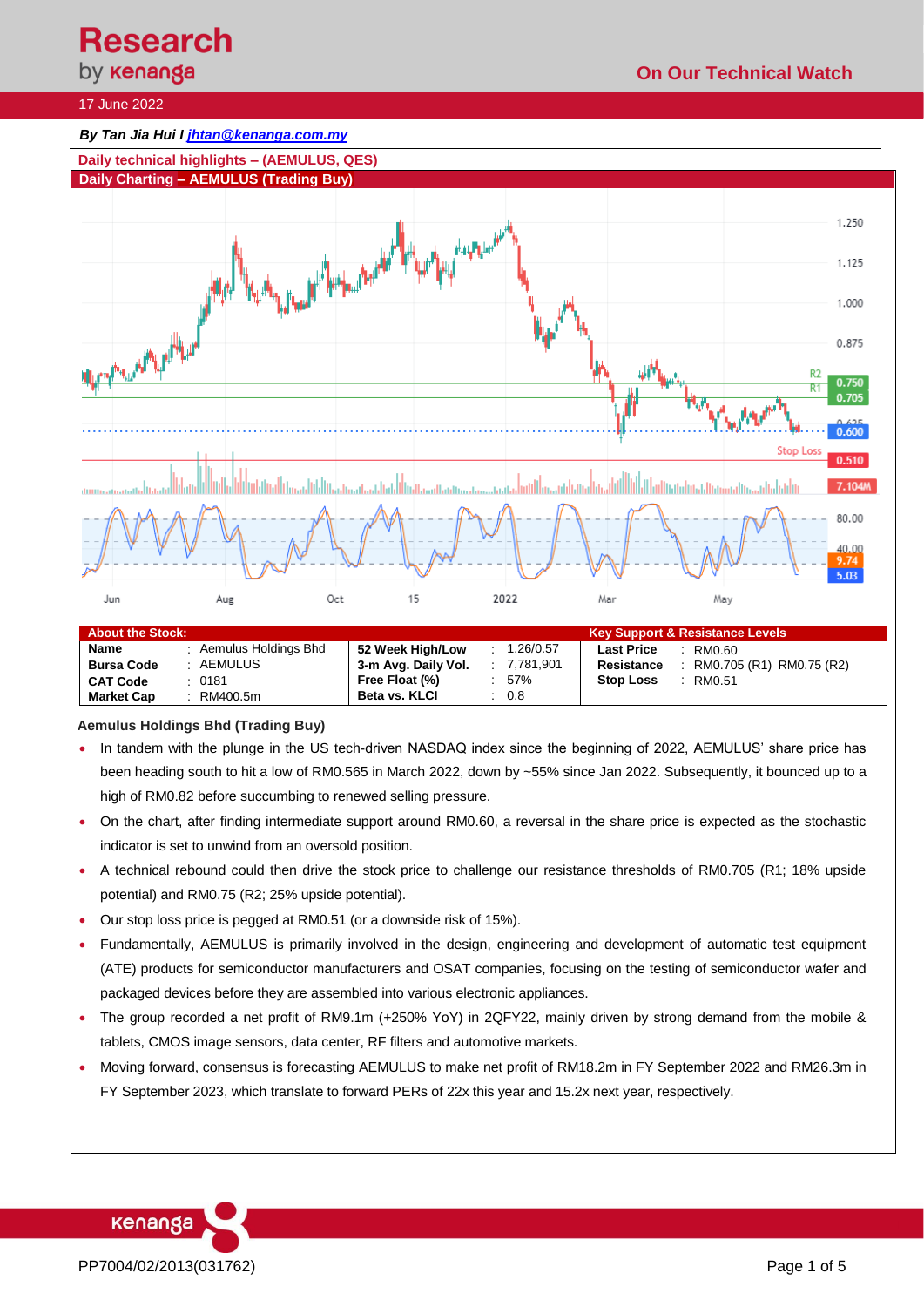**Research** by kenanga

**On Our Technical Watch**

17 June 2022

***By Tan Jia Hui l jhtan@kenanga.com.my***

## Daily technical highlights – (AEMULUS, QES)

### Daily Charting – AEMULUS (Trading Buy)

| About the Stock: | | | | | | Key Support & Resistance Levels | | |
|---|---|---|---|---|---|---|---|---|
| **Name** | : | Aemulus Holdings Bhd | **52 Week High/Low** | : | 1.26/0.57 | **Last Price** | : | RM0.60 |
| **Bursa Code** | : | AEMULUS | **3-m Avg. Daily Vol.** | : | 7,781,901 | **Resistance** | : | RM0.705 (R1) RM0.75 (R2) |
| **CAT Code** | : | 0181 | **Free Float (%)** | : | 57% | **Stop Loss** | : | RM0.51 |
| **Market Cap** | : | RM400.5m | **Beta vs. KLCI** | : | 0.8 | | | |

### Aemulus Holdings Bhd (Trading Buy)

- In tandem with the plunge in the US tech-driven NASDAQ index since the beginning of 2022, AEMULUS' share price has been heading south to hit a low of RM0.565 in March 2022, down by ~55% since Jan 2022. Subsequently, it bounced up to a high of RM0.82 before succumbing to renewed selling pressure.
- On the chart, after finding intermediate support around RM0.60, a reversal in the share price is expected as the stochastic indicator is set to unwind from an oversold position.
- A technical rebound could then drive the stock price to challenge our resistance thresholds of RM0.705 (R1; 18% upside potential) and RM0.75 (R2; 25% upside potential).
- Our stop loss price is pegged at RM0.51 (or a downside risk of 15%).
- Fundamentally, AEMULUS is primarily involved in the design, engineering and development of automatic test equipment (ATE) products for semiconductor manufacturers and OSAT companies, focusing on the testing of semiconductor wafer and packaged devices before they are assembled into various electronic appliances.
- The group recorded a net profit of RM9.1m (+250% YoY) in 2QFY22, mainly driven by strong demand from the mobile & tablets, CMOS image sensors, data center, RF filters and automotive markets.
- Moving forward, consensus is forecasting AEMULUS to make net profit of RM18.2m in FY September 2022 and RM26.3m in FY September 2023, which translate to forward PERs of 22x this year and 15.2x next year, respectively.

PP7004/02/2013(031762)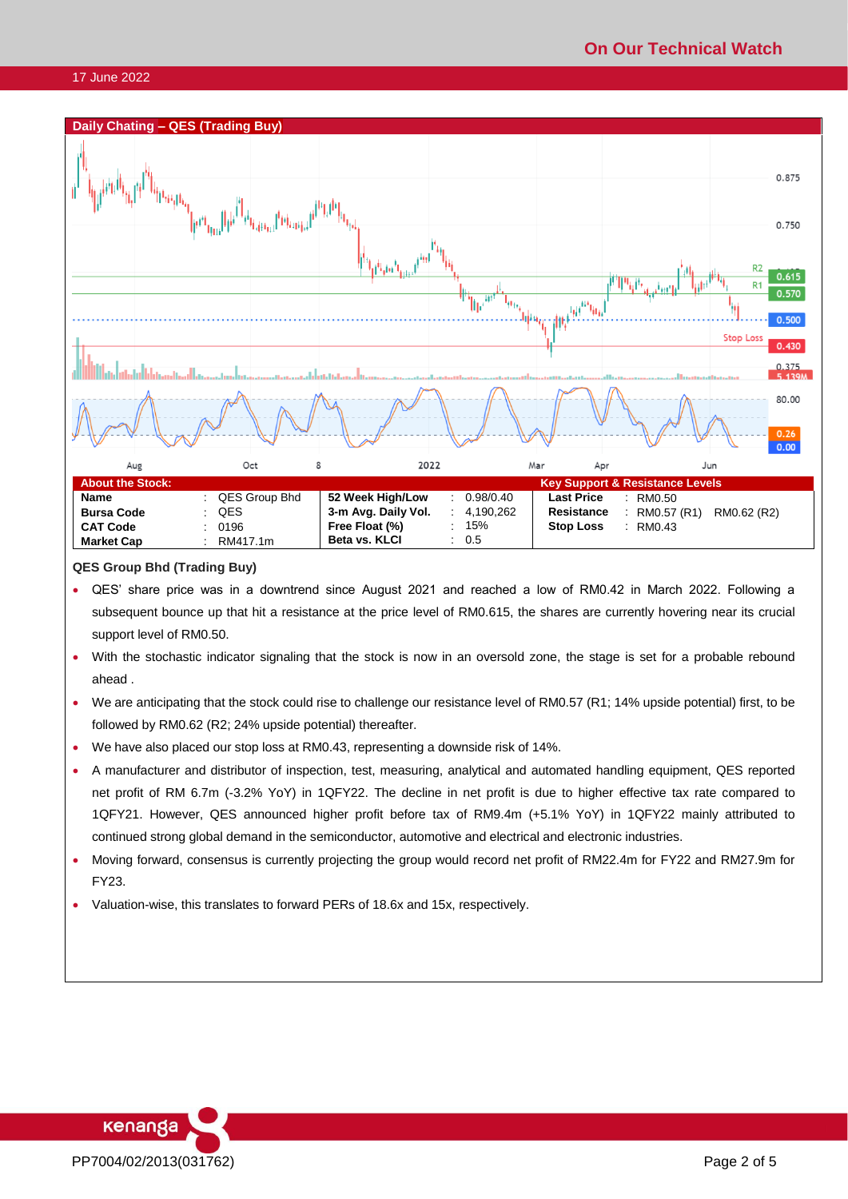## Daily Chating – QES (Trading Buy)

| About the Stock: | | | | | | Key Support & Resistance Levels | | |
|---|---|---|---|---|---|---|---|---|
| **Name** | : | QES Group Bhd | **52 Week High/Low** | : | 0.98/0.40 | **Last Price** | : | RM0.50 |
| **Bursa Code** | : | QES | **3-m Avg. Daily Vol.** | : | 4,190,262 | **Resistance** | : | RM0.57 (R1) RM0.62 (R2) |
| **CAT Code** | : | 0196 | **Free Float (%)** | : | 15% | **Stop Loss** | : | RM0.43 |
| **Market Cap** | : | RM417.1m | **Beta vs. KLCI** | : | 0.5 | | | |

**QES Group Bhd (Trading Buy)**

- QES' share price was in a downtrend since August 2021 and reached a low of RM0.42 in March 2022. Following a subsequent bounce up that hit a resistance at the price level of RM0.615, the shares are currently hovering near its crucial support level of RM0.50.
- With the stochastic indicator signaling that the stock is now in an oversold zone, the stage is set for a probable rebound ahead .
- We are anticipating that the stock could rise to challenge our resistance level of RM0.57 (R1; 14% upside potential) first, to be followed by RM0.62 (R2; 24% upside potential) thereafter.
- We have also placed our stop loss at RM0.43, representing a downside risk of 14%.
- A manufacturer and distributor of inspection, test, measuring, analytical and automated handling equipment, QES reported net profit of RM 6.7m (-3.2% YoY) in 1QFY22. The decline in net profit is due to higher effective tax rate compared to 1QFY21. However, QES announced higher profit before tax of RM9.4m (+5.1% YoY) in 1QFY22 mainly attributed to continued strong global demand in the semiconductor, automotive and electrical and electronic industries.
- Moving forward, consensus is currently projecting the group would record net profit of RM22.4m for FY22 and RM27.9m for FY23.
- Valuation-wise, this translates to forward PERs of 18.6x and 15x, respectively.

PP7004/02/2013(031762)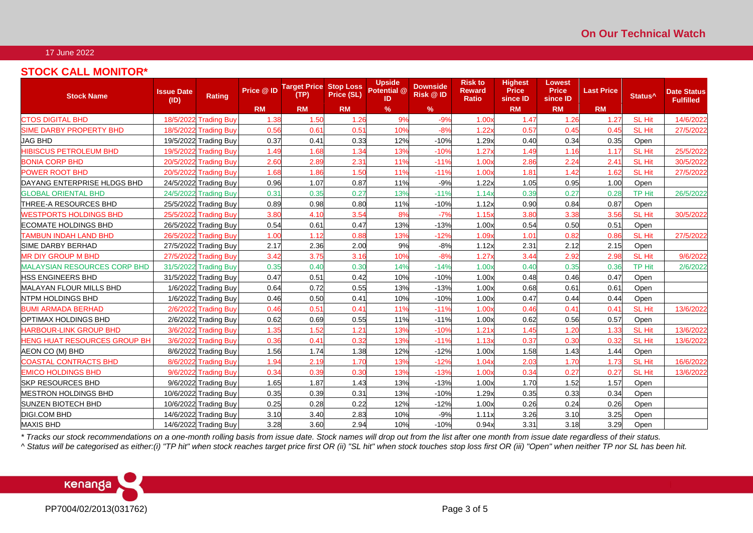17 June 2022

## STOCK CALL MONITOR*

| Stock Name | Issue Date (ID) | Rating | Price @ ID | Target Price (TP) | Stop Loss Price (SL) | Upside Potential @ ID | Downside Risk @ ID | Risk to Reward Ratio | Highest Price since ID | Lowest Price since ID | Last Price | Status^ | Date Status Fulfilled |
|---|---|---|---|---|---|---|---|---|---|---|---|---|---|
| | | | RM | RM | RM | % | % | | RM | RM | RM | | |
| CTOS DIGITAL BHD | 18/5/2022 | Trading Buy | 1.38 | 1.50 | 1.26 | 9% | -9% | 1.00x | 1.47 | 1.26 | 1.27 | SL Hit | 14/6/2022 |
| SIME DARBY PROPERTY BHD | 18/5/2022 | Trading Buy | 0.56 | 0.61 | 0.51 | 10% | -8% | 1.22x | 0.57 | 0.45 | 0.45 | SL Hit | 27/5/2022 |
| JAG BHD | 19/5/2022 | Trading Buy | 0.37 | 0.41 | 0.33 | 12% | -10% | 1.29x | 0.40 | 0.34 | 0.35 | Open | |
| HIBISCUS PETROLEUM BHD | 19/5/2022 | Trading Buy | 1.49 | 1.68 | 1.34 | 13% | -10% | 1.27x | 1.49 | 1.16 | 1.17 | SL Hit | 25/5/2022 |
| BONIA CORP BHD | 20/5/2022 | Trading Buy | 2.60 | 2.89 | 2.31 | 11% | -11% | 1.00x | 2.86 | 2.24 | 2.41 | SL Hit | 30/5/2022 |
| POWER ROOT BHD | 20/5/2022 | Trading Buy | 1.68 | 1.86 | 1.50 | 11% | -11% | 1.00x | 1.81 | 1.42 | 1.62 | SL Hit | 27/5/2022 |
| DAYANG ENTERPRISE HLDGS BHD | 24/5/2022 | Trading Buy | 0.96 | 1.07 | 0.87 | 11% | -9% | 1.22x | 1.05 | 0.95 | 1.00 | Open | |
| GLOBAL ORIENTAL BHD | 24/5/2022 | Trading Buy | 0.31 | 0.35 | 0.27 | 13% | -11% | 1.14x | 0.39 | 0.27 | 0.28 | TP Hit | 26/5/2022 |
| THREE-A RESOURCES BHD | 25/5/2022 | Trading Buy | 0.89 | 0.98 | 0.80 | 11% | -10% | 1.12x | 0.90 | 0.84 | 0.87 | Open | |
| WESTPORTS HOLDINGS BHD | 25/5/2022 | Trading Buy | 3.80 | 4.10 | 3.54 | 8% | -7% | 1.15x | 3.80 | 3.38 | 3.56 | SL Hit | 30/5/2022 |
| ECOMATE HOLDINGS BHD | 26/5/2022 | Trading Buy | 0.54 | 0.61 | 0.47 | 13% | -13% | 1.00x | 0.54 | 0.50 | 0.51 | Open | |
| TAMBUN INDAH LAND BHD | 26/5/2022 | Trading Buy | 1.00 | 1.12 | 0.88 | 13% | -12% | 1.09x | 1.01 | 0.82 | 0.86 | SL Hit | 27/5/2022 |
| SIME DARBY BERHAD | 27/5/2022 | Trading Buy | 2.17 | 2.36 | 2.00 | 9% | -8% | 1.12x | 2.31 | 2.12 | 2.15 | Open | |
| MR DIY GROUP M BHD | 27/5/2022 | Trading Buy | 3.42 | 3.75 | 3.16 | 10% | -8% | 1.27x | 3.44 | 2.92 | 2.98 | SL Hit | 9/6/2022 |
| MALAYSIAN RESOURCES CORP BHD | 31/5/2022 | Trading Buy | 0.35 | 0.40 | 0.30 | 14% | -14% | 1.00x | 0.40 | 0.35 | 0.36 | TP Hit | 2/6/2022 |
| HSS ENGINEERS BHD | 31/5/2022 | Trading Buy | 0.47 | 0.51 | 0.42 | 10% | -10% | 1.00x | 0.48 | 0.46 | 0.47 | Open | |
| MALAYAN FLOUR MILLS BHD | 1/6/2022 | Trading Buy | 0.64 | 0.72 | 0.55 | 13% | -13% | 1.00x | 0.68 | 0.61 | 0.61 | Open | |
| NTPM HOLDINGS BHD | 1/6/2022 | Trading Buy | 0.46 | 0.50 | 0.41 | 10% | -10% | 1.00x | 0.47 | 0.44 | 0.44 | Open | |
| BUMI ARMADA BERHAD | 2/6/2022 | Trading Buy | 0.46 | 0.51 | 0.41 | 11% | -11% | 1.00x | 0.46 | 0.41 | 0.41 | SL Hit | 13/6/2022 |
| OPTIMAX HOLDINGS BHD | 2/6/2022 | Trading Buy | 0.62 | 0.69 | 0.55 | 11% | -11% | 1.00x | 0.62 | 0.56 | 0.57 | Open | |
| HARBOUR-LINK GROUP BHD | 3/6/2022 | Trading Buy | 1.35 | 1.52 | 1.21 | 13% | -10% | 1.21x | 1.45 | 1.20 | 1.33 | SL Hit | 13/6/2022 |
| HENG HUAT RESOURCES GROUP BH | 3/6/2022 | Trading Buy | 0.36 | 0.41 | 0.32 | 13% | -11% | 1.13x | 0.37 | 0.30 | 0.32 | SL Hit | 13/6/2022 |
| AEON CO (M) BHD | 8/6/2022 | Trading Buy | 1.56 | 1.74 | 1.38 | 12% | -12% | 1.00x | 1.58 | 1.43 | 1.44 | Open | |
| COASTAL CONTRACTS BHD | 8/6/2022 | Trading Buy | 1.94 | 2.19 | 1.70 | 13% | -12% | 1.04x | 2.03 | 1.70 | 1.73 | SL Hit | 16/6/2022 |
| EMICO HOLDINGS BHD | 9/6/2022 | Trading Buy | 0.34 | 0.39 | 0.30 | 13% | -13% | 1.00x | 0.34 | 0.27 | 0.27 | SL Hit | 13/6/2022 |
| SKP RESOURCES BHD | 9/6/2022 | Trading Buy | 1.65 | 1.87 | 1.43 | 13% | -13% | 1.00x | 1.70 | 1.52 | 1.57 | Open | |
| MESTRON HOLDINGS BHD | 10/6/2022 | Trading Buy | 0.35 | 0.39 | 0.31 | 13% | -10% | 1.29x | 0.35 | 0.33 | 0.34 | Open | |
| SUNZEN BIOTECH BHD | 10/6/2022 | Trading Buy | 0.25 | 0.28 | 0.22 | 12% | -12% | 1.00x | 0.26 | 0.24 | 0.26 | Open | |
| DIGI.COM BHD | 14/6/2022 | Trading Buy | 3.10 | 3.40 | 2.83 | 10% | -9% | 1.11x | 3.26 | 3.10 | 3.25 | Open | |
| MAXIS BHD | 14/6/2022 | Trading Buy | 3.28 | 3.60 | 2.94 | 10% | -10% | 0.94x | 3.31 | 3.18 | 3.29 | Open | |

*\* Tracks our stock recommendations on a one-month rolling basis from issue date. Stock names will drop out from the list after one month from issue date regardless of their status.*

*^ Status will be categorised as either:(i) "TP hit" when stock reaches target price first OR (ii) "SL hit" when stock touches stop loss first OR (iii) "Open" when neither TP nor SL has been hit.*

PP7004/02/2013(031762)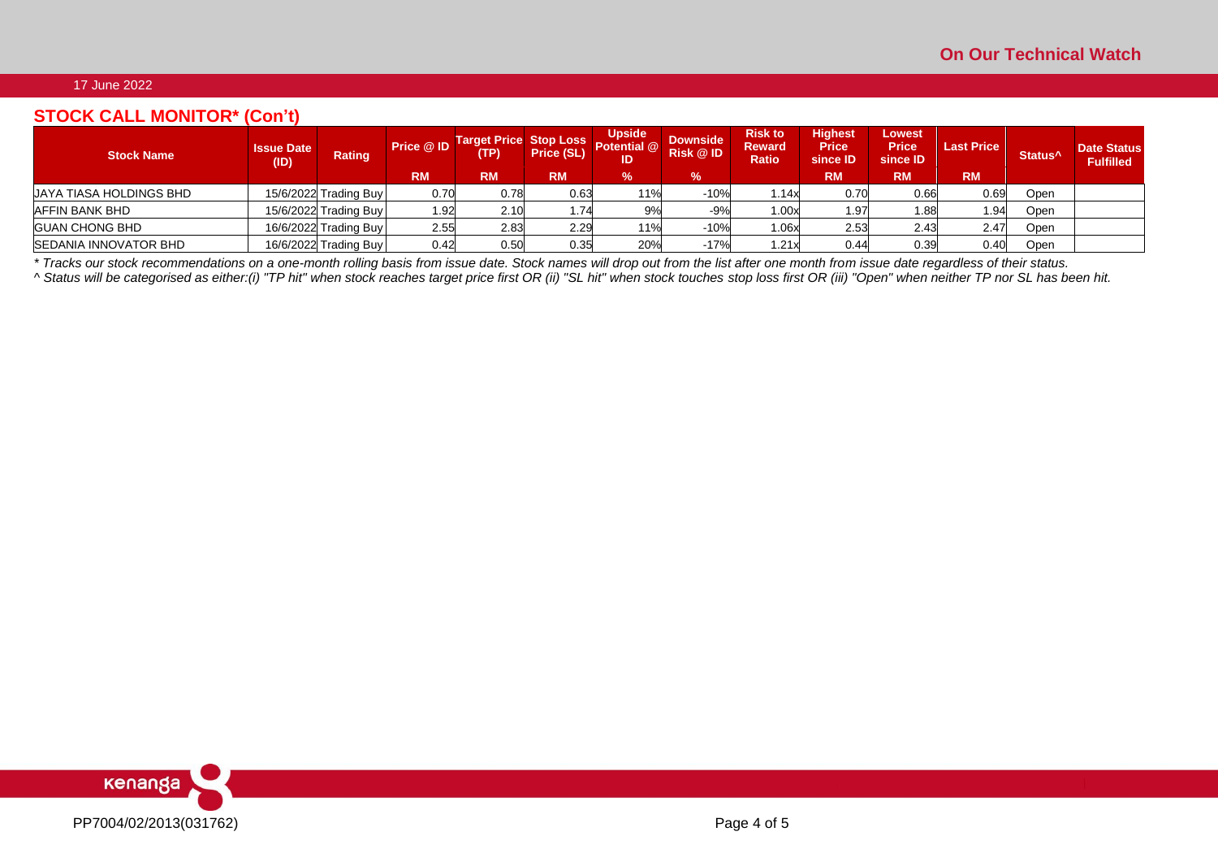## STOCK CALL MONITOR* (Con't)

| Stock Name | Issue Date (ID) | Rating | Price @ ID | Target Price (TP) | Stop Loss Price (SL) | Upside Potential @ ID | Downside Risk @ ID | Risk to Reward Ratio | Highest Price since ID | Lowest Price since ID | Last Price | Status^ | Date Status Fulfilled |
|---|---|---|---|---|---|---|---|---|---|---|---|---|---|
| | | | RM | RM | RM | % | % | | RM | RM | RM | | |
| JAYA TIASA HOLDINGS BHD | 15/6/2022 | Trading Buy | 0.70 | 0.78 | 0.63 | 11% | -10% | 1.14x | 0.70 | 0.66 | 0.69 | Open | |
| AFFIN BANK BHD | 15/6/2022 | Trading Buy | 1.92 | 2.10 | 1.74 | 9% | -9% | 1.00x | 1.97 | 1.88 | 1.94 | Open | |
| GUAN CHONG BHD | 16/6/2022 | Trading Buy | 2.55 | 2.83 | 2.29 | 11% | -10% | 1.06x | 2.53 | 2.43 | 2.47 | Open | |
| SEDANIA INNOVATOR BHD | 16/6/2022 | Trading Buy | 0.42 | 0.50 | 0.35 | 20% | -17% | 1.21x | 0.44 | 0.39 | 0.40 | Open | |

*\* Tracks our stock recommendations on a one-month rolling basis from issue date. Stock names will drop out from the list after one month from issue date regardless of their status.*

*^ Status will be categorised as either:(i) "TP hit" when stock reaches target price first OR (ii) "SL hit" when stock touches stop loss first OR (iii) "Open" when neither TP nor SL has been hit.*

PP7004/02/2013(031762)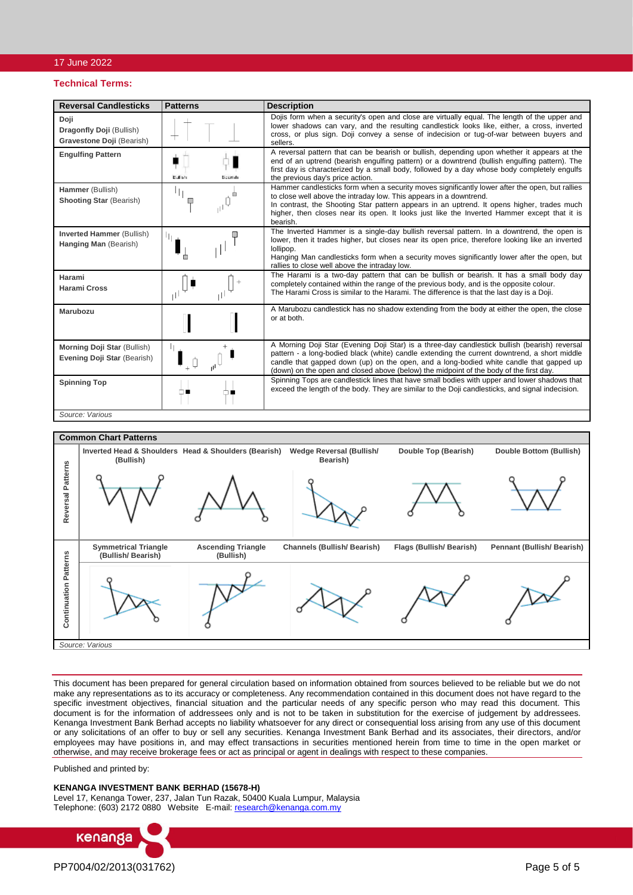17 June 2022

## Technical Terms:

| Reversal Candlesticks | Patterns | Description |
|---|---|---|
| **Doji**<br>**Dragonfly Doji** (Bullish)<br>**Gravestone Doji** (Bearish) | | Dojis form when a security's open and close are virtually equal. The length of the upper and lower shadows can vary, and the resulting candlestick looks like, either, a cross, inverted cross, or plus sign. Doji convey a sense of indecision or tug-of-war between buyers and sellers. |
| **Engulfing Pattern** | Bullish Bearish | A reversal pattern that can be bearish or bullish, depending upon whether it appears at the end of an uptrend (bearish engulfing pattern) or a downtrend (bullish engulfing pattern). The first day is characterized by a small body, followed by a day whose body completely engulfs the previous day's price action. |
| **Hammer** (Bullish)<br>**Shooting Star** (Bearish) | | Hammer candlesticks form when a security moves significantly lower after the open, but rallies to close well above the intraday low. This appears in a downtrend.<br>In contrast, the Shooting Star pattern appears in an uptrend. It opens higher, trades much higher, then closes near its open. It looks just like the Inverted Hammer except that it is bearish. |
| **Inverted Hammer** (Bullish)<br>**Hanging Man** (Bearish) | | The Inverted Hammer is a single-day bullish reversal pattern. In a downtrend, the open is lower, then it trades higher, but closes near its open price, therefore looking like an inverted lollipop.<br>Hanging Man candlesticks form when a security moves significantly lower after the open, but rallies to close well above the intraday low. |
| **Harami**<br>**Harami Cross** | | The Harami is a two-day pattern that can be bullish or bearish. It has a small body day completely contained within the range of the previous body, and is the opposite colour.<br>The Harami Cross is similar to the Harami. The difference is that the last day is a Doji. |
| **Marubozu** | | A Marubozu candlestick has no shadow extending from the body at either the open, the close or at both. |
| **Morning Doji Star** (Bullish)<br>**Evening Doji Star** (Bearish) | | A Morning Doji Star (Evening Doji Star) is a three-day candlestick bullish (bearish) reversal pattern - a long-bodied black (white) candle extending the current downtrend, a short middle candle that gapped down (up) on the open, and a long-bodied white candle that gapped up (down) on the open and closed above (below) the midpoint of the body of the first day. |
| **Spinning Top** | | Spinning Tops are candlestick lines that have small bodies with upper and lower shadows that exceed the length of the body. They are similar to the Doji candlesticks, and signal indecision. |

*Source: Various*

**Common Chart Patterns**

Reversal Patterns

Inverted Head & Shoulders (Bullish)
Head & Shoulders (Bearish)
Wedge Reversal (Bullish/ Bearish)
Double Top (Bearish)
Double Bottom (Bullish)

Continuation Patterns

Symmetrical Triangle (Bullish/ Bearish)
Ascending Triangle (Bullish)
Channels (Bullish/ Bearish)
Flags (Bullish/ Bearish)
Pennant (Bullish/ Bearish)

*Source: Various*

This document has been prepared for general circulation based on information obtained from sources believed to be reliable but we do not make any representations as to its accuracy or completeness. Any recommendation contained in this document does not have regard to the specific investment objectives, financial situation and the particular needs of any specific person who may read this document. This document is for the information of addressees only and is not to be taken in substitution for the exercise of judgement by addressees. Kenanga Investment Bank Berhad accepts no liability whatsoever for any direct or consequential loss arising from any use of this document or any solicitations of an offer to buy or sell any securities. Kenanga Investment Bank Berhad and its associates, their directors, and/or employees may have positions in, and may effect transactions in securities mentioned herein from time to time in the open market or otherwise, and may receive brokerage fees or act as principal or agent in dealings with respect to these companies.

Published and printed by:

**KENANGA INVESTMENT BANK BERHAD (15678-H)**
Level 17, Kenanga Tower, 237, Jalan Tun Razak, 50400 Kuala Lumpur, Malaysia
Telephone: (603) 2172 0880 Website E-mail: research@kenanga.com.my

kenanga

PP7004/02/2013(031762)